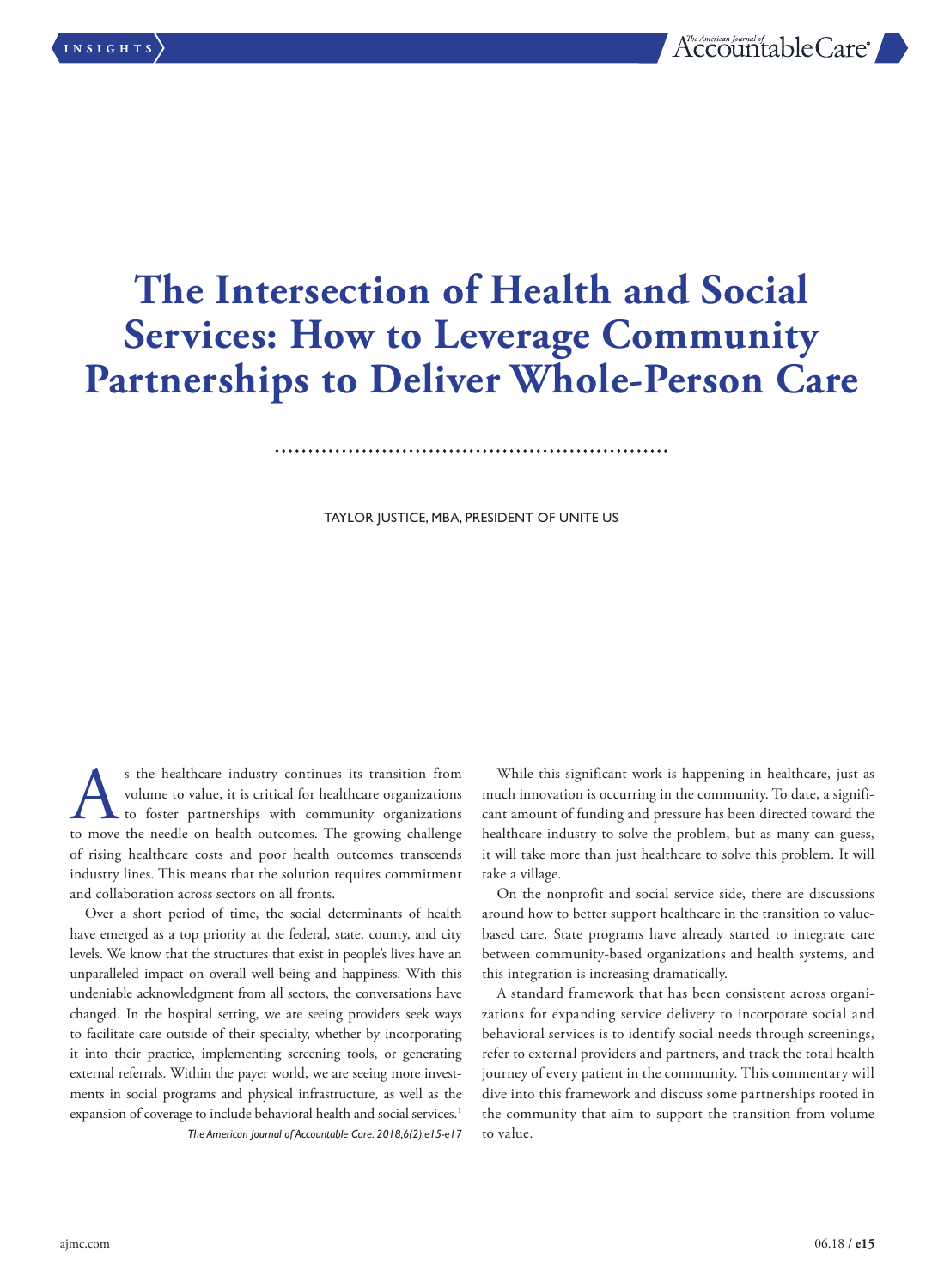# The Intersection of Health and Social Services: How to Leverage Community Partnerships to Deliver Whole-Person Care

TAYLOR JUSTICE, MBA, PRESIDENT OF UNITE US

As the healthcare industry continues its transition from volume to value, it is critical for healthcare organizations to foster partnerships with community organizations to move the needle on health outcomes. The growing challenge of rising healthcare costs and poor health outcomes transcends industry lines. This means that the solution requires commitment and collaboration across sectors on all fronts.

Over a short period of time, the social determinants of health have emerged as a top priority at the federal, state, county, and city levels. We know that the structures that exist in people's lives have an unparalleled impact on overall well-being and happiness. With this undeniable acknowledgment from all sectors, the conversations have changed. In the hospital setting, we are seeing providers seek ways to facilitate care outside of their specialty, whether by incorporating it into their practice, implementing screening tools, or generating external referrals. Within the payer world, we are seeing more investments in social programs and physical infrastructure, as well as the expansion of coverage to include behavioral health and social services.[1]

*The American Journal of Accountable Care. 2018;6(2):e15-e17*

While this significant work is happening in healthcare, just as much innovation is occurring in the community. To date, a significant amount of funding and pressure has been directed toward the healthcare industry to solve the problem, but as many can guess, it will take more than just healthcare to solve this problem. It will take a village.

On the nonprofit and social service side, there are discussions around how to better support healthcare in the transition to value-based care. State programs have already started to integrate care between community-based organizations and health systems, and this integration is increasing dramatically.

A standard framework that has been consistent across organizations for expanding service delivery to incorporate social and behavioral services is to identify social needs through screenings, refer to external providers and partners, and track the total health journey of every patient in the community. This commentary will dive into this framework and discuss some partnerships rooted in the community that aim to support the transition from volume to value.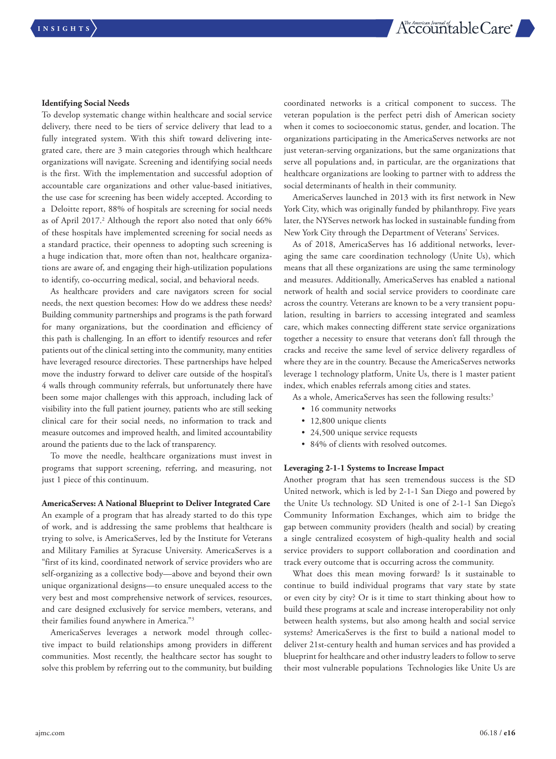### Identifying Social Needs

To develop systematic change within healthcare and social service delivery, there need to be tiers of service delivery that lead to a fully integrated system. With this shift toward delivering integrated care, there are 3 main categories through which healthcare organizations will navigate. Screening and identifying social needs is the first. With the implementation and successful adoption of accountable care organizations and other value-based initiatives, the use case for screening has been widely accepted. According to a Deloitte report, 88% of hospitals are screening for social needs as of April 2017.[2] Although the report also noted that only 66% of these hospitals have implemented screening for social needs as a standard practice, their openness to adopting such screening is a huge indication that, more often than not, healthcare organizations are aware of, and engaging their high-utilization populations to identify, co-occurring medical, social, and behavioral needs.

As healthcare providers and care navigators screen for social needs, the next question becomes: How do we address these needs? Building community partnerships and programs is the path forward for many organizations, but the coordination and efficiency of this path is challenging. In an effort to identify resources and refer patients out of the clinical setting into the community, many entities have leveraged resource directories. These partnerships have helped move the industry forward to deliver care outside of the hospital's 4 walls through community referrals, but unfortunately there have been some major challenges with this approach, including lack of visibility into the full patient journey, patients who are still seeking clinical care for their social needs, no information to track and measure outcomes and improved health, and limited accountability around the patients due to the lack of transparency.

To move the needle, healthcare organizations must invest in programs that support screening, referring, and measuring, not just 1 piece of this continuum.

### AmericaServes: A National Blueprint to Deliver Integrated Care

An example of a program that has already started to do this type of work, and is addressing the same problems that healthcare is trying to solve, is AmericaServes, led by the Institute for Veterans and Military Families at Syracuse University. AmericaServes is a "first of its kind, coordinated network of service providers who are self-organizing as a collective body—above and beyond their own unique organizational designs—to ensure unequaled access to the very best and most comprehensive network of services, resources, and care designed exclusively for service members, veterans, and their families found anywhere in America."[3]

AmericaServes leverages a network model through collective impact to build relationships among providers in different communities. Most recently, the healthcare sector has sought to solve this problem by referring out to the community, but building coordinated networks is a critical component to success. The veteran population is the perfect petri dish of American society when it comes to socioeconomic status, gender, and location. The organizations participating in the AmericaServes networks are not just veteran-serving organizations, but the same organizations that serve all populations and, in particular, are the organizations that healthcare organizations are looking to partner with to address the social determinants of health in their community.

AmericaServes launched in 2013 with its first network in New York City, which was originally funded by philanthropy. Five years later, the NYServes network has locked in sustainable funding from New York City through the Department of Veterans' Services.

As of 2018, AmericaServes has 16 additional networks, leveraging the same care coordination technology (Unite Us), which means that all these organizations are using the same terminology and measures. Additionally, AmericaServes has enabled a national network of health and social service providers to coordinate care across the country. Veterans are known to be a very transient population, resulting in barriers to accessing integrated and seamless care, which makes connecting different state service organizations together a necessity to ensure that veterans don't fall through the cracks and receive the same level of service delivery regardless of where they are in the country. Because the AmericaServes networks leverage 1 technology platform, Unite Us, there is 1 master patient index, which enables referrals among cities and states.

As a whole, AmericaServes has seen the following results:[3]

- 16 community networks
- 12,800 unique clients
- 24,500 unique service requests
- 84% of clients with resolved outcomes.

### Leveraging 2-1-1 Systems to Increase Impact

Another program that has seen tremendous success is the SD United network, which is led by 2-1-1 San Diego and powered by the Unite Us technology. SD United is one of 2-1-1 San Diego's Community Information Exchanges, which aim to bridge the gap between community providers (health and social) by creating a single centralized ecosystem of high-quality health and social service providers to support collaboration and coordination and track every outcome that is occurring across the community.

What does this mean moving forward? Is it sustainable to continue to build individual programs that vary by state or even city by city? Or is it time to start thinking about how to build these programs at scale and increase interoperability not only between health systems, but also among health and social service systems? AmericaServes is the first to build a national model to deliver 21st-century health and human services and has provided a blueprint for healthcare and other industry leaders to follow to serve their most vulnerable populations Technologies like Unite Us are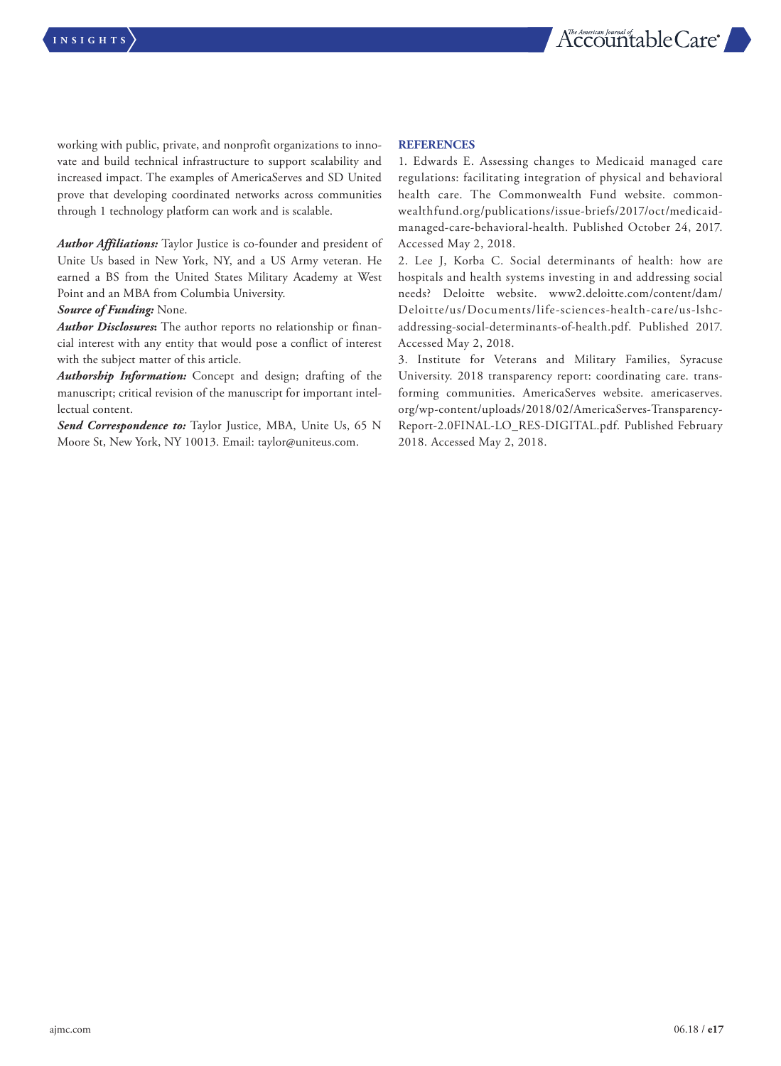working with public, private, and nonprofit organizations to innovate and build technical infrastructure to support scalability and increased impact. The examples of AmericaServes and SD United prove that developing coordinated networks across communities through 1 technology platform can work and is scalable.

***Author Affiliations:*** Taylor Justice is co-founder and president of Unite Us based in New York, NY, and a US Army veteran. He earned a BS from the United States Military Academy at West Point and an MBA from Columbia University.

***Source of Funding:*** None.

***Author Disclosures:*** The author reports no relationship or financial interest with any entity that would pose a conflict of interest with the subject matter of this article.

***Authorship Information:*** Concept and design; drafting of the manuscript; critical revision of the manuscript for important intellectual content.

***Send Correspondence to:*** Taylor Justice, MBA, Unite Us, 65 N Moore St, New York, NY 10013. Email: taylor@uniteus.com.

## REFERENCES

1. Edwards E. Assessing changes to Medicaid managed care regulations: facilitating integration of physical and behavioral health care. The Commonwealth Fund website. commonwealthfund.org/publications/issue-briefs/2017/oct/medicaid-managed-care-behavioral-health. Published October 24, 2017. Accessed May 2, 2018.
2. Lee J, Korba C. Social determinants of health: how are hospitals and health systems investing in and addressing social needs? Deloitte website. www2.deloitte.com/content/dam/Deloitte/us/Documents/life-sciences-health-care/us-lshc-addressing-social-determinants-of-health.pdf. Published 2017. Accessed May 2, 2018.
3. Institute for Veterans and Military Families, Syracuse University. 2018 transparency report: coordinating care. transforming communities. AmericaServes website. americaserves.org/wp-content/uploads/2018/02/AmericaServes-Transparency-Report-2.0FINAL-LO_RES-DIGITAL.pdf. Published February 2018. Accessed May 2, 2018.